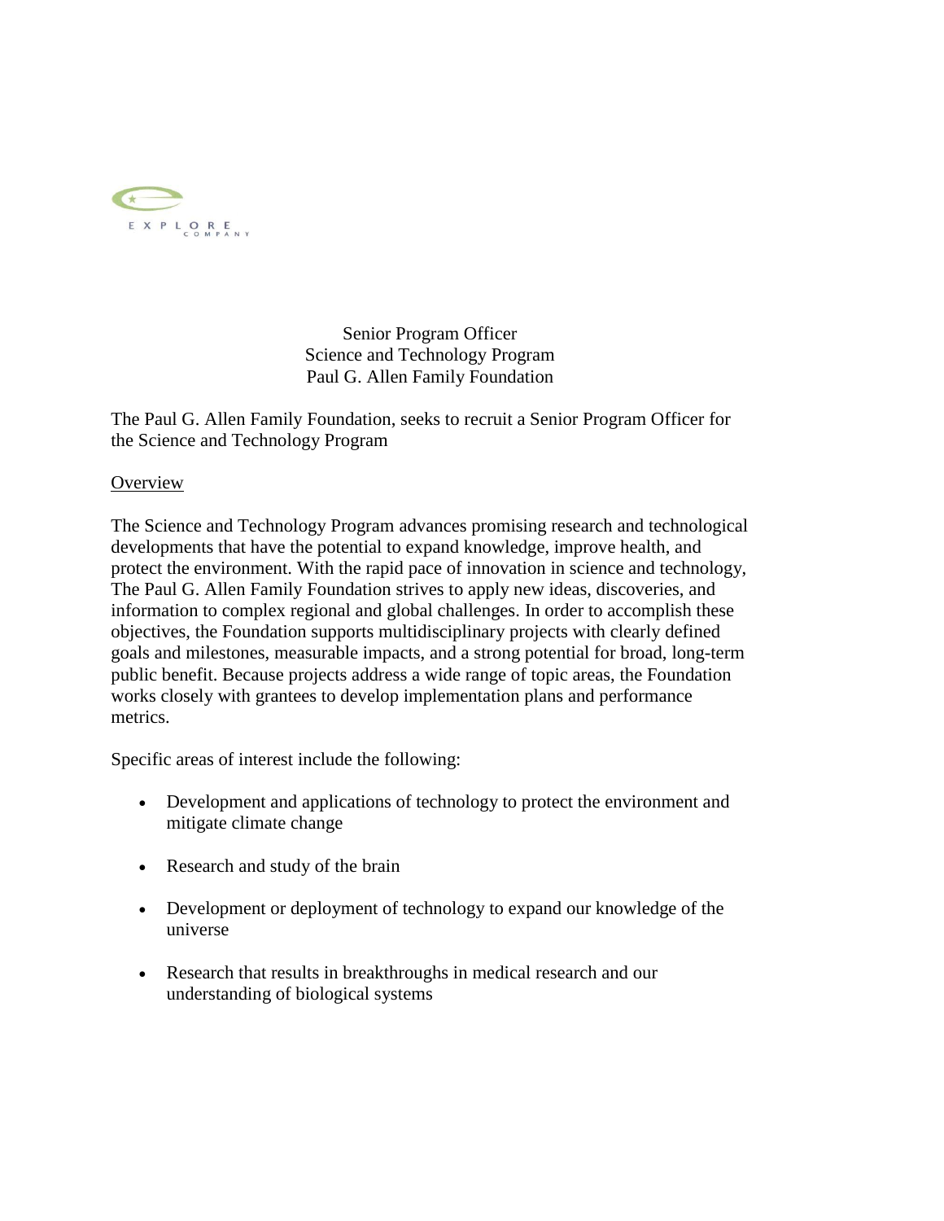EXPLORE COMPANY

Senior Program Officer
Science and Technology Program
Paul G. Allen Family Foundation

The Paul G. Allen Family Foundation, seeks to recruit a Senior Program Officer for the Science and Technology Program

## Overview

The Science and Technology Program advances promising research and technological developments that have the potential to expand knowledge, improve health, and protect the environment. With the rapid pace of innovation in science and technology, The Paul G. Allen Family Foundation strives to apply new ideas, discoveries, and information to complex regional and global challenges. In order to accomplish these objectives, the Foundation supports multidisciplinary projects with clearly defined goals and milestones, measurable impacts, and a strong potential for broad, long-term public benefit. Because projects address a wide range of topic areas, the Foundation works closely with grantees to develop implementation plans and performance metrics.

Specific areas of interest include the following:

- Development and applications of technology to protect the environment and mitigate climate change
- Research and study of the brain
- Development or deployment of technology to expand our knowledge of the universe
- Research that results in breakthroughs in medical research and our understanding of biological systems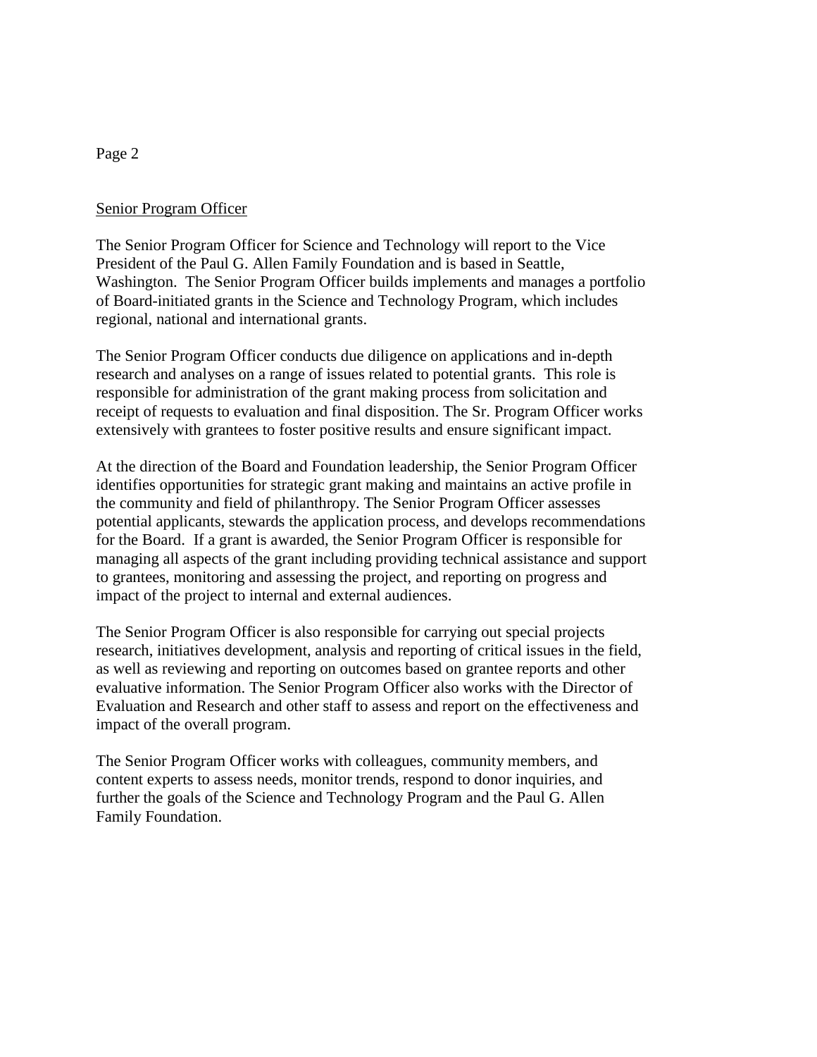<u>Senior Program Officer</u>

The Senior Program Officer for Science and Technology will report to the Vice President of the Paul G. Allen Family Foundation and is based in Seattle, Washington. The Senior Program Officer builds implements and manages a portfolio of Board-initiated grants in the Science and Technology Program, which includes regional, national and international grants.

The Senior Program Officer conducts due diligence on applications and in-depth research and analyses on a range of issues related to potential grants. This role is responsible for administration of the grant making process from solicitation and receipt of requests to evaluation and final disposition. The Sr. Program Officer works extensively with grantees to foster positive results and ensure significant impact.

At the direction of the Board and Foundation leadership, the Senior Program Officer identifies opportunities for strategic grant making and maintains an active profile in the community and field of philanthropy. The Senior Program Officer assesses potential applicants, stewards the application process, and develops recommendations for the Board. If a grant is awarded, the Senior Program Officer is responsible for managing all aspects of the grant including providing technical assistance and support to grantees, monitoring and assessing the project, and reporting on progress and impact of the project to internal and external audiences.

The Senior Program Officer is also responsible for carrying out special projects research, initiatives development, analysis and reporting of critical issues in the field, as well as reviewing and reporting on outcomes based on grantee reports and other evaluative information. The Senior Program Officer also works with the Director of Evaluation and Research and other staff to assess and report on the effectiveness and impact of the overall program.

The Senior Program Officer works with colleagues, community members, and content experts to assess needs, monitor trends, respond to donor inquiries, and further the goals of the Science and Technology Program and the Paul G. Allen Family Foundation.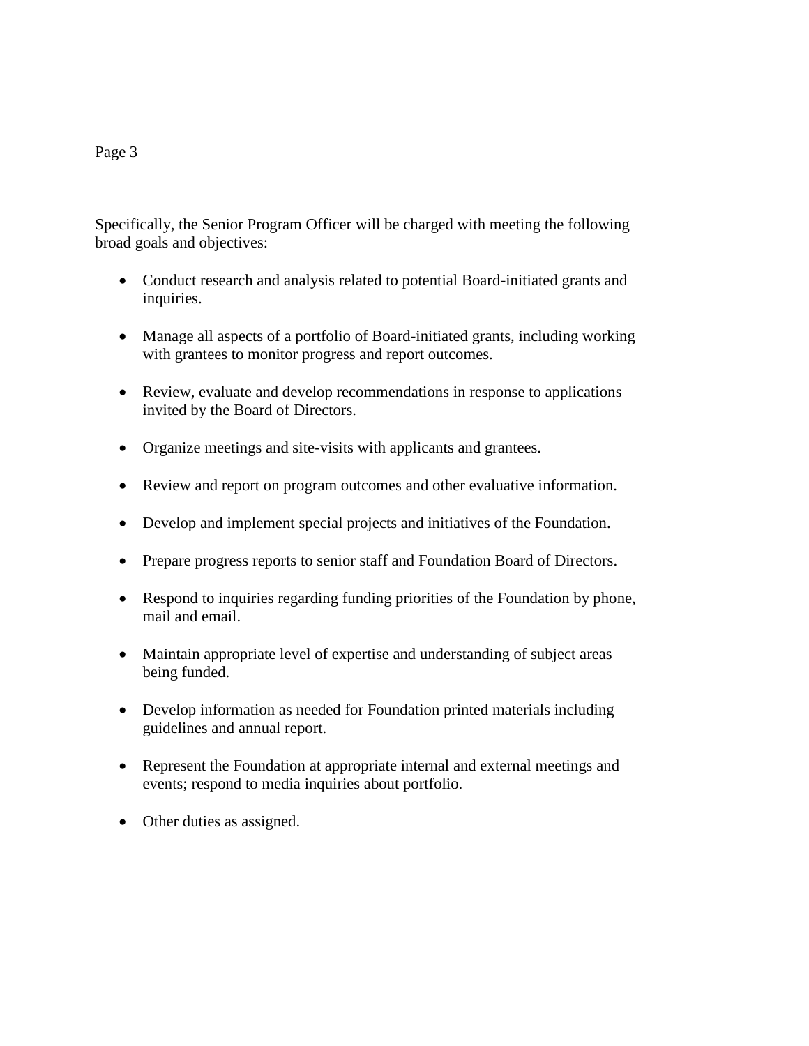Specifically, the Senior Program Officer will be charged with meeting the following broad goals and objectives:

- Conduct research and analysis related to potential Board-initiated grants and inquiries.

- Manage all aspects of a portfolio of Board-initiated grants, including working with grantees to monitor progress and report outcomes.

- Review, evaluate and develop recommendations in response to applications invited by the Board of Directors.

- Organize meetings and site-visits with applicants and grantees.

- Review and report on program outcomes and other evaluative information.

- Develop and implement special projects and initiatives of the Foundation.

- Prepare progress reports to senior staff and Foundation Board of Directors.

- Respond to inquiries regarding funding priorities of the Foundation by phone, mail and email.

- Maintain appropriate level of expertise and understanding of subject areas being funded.

- Develop information as needed for Foundation printed materials including guidelines and annual report.

- Represent the Foundation at appropriate internal and external meetings and events; respond to media inquiries about portfolio.

- Other duties as assigned.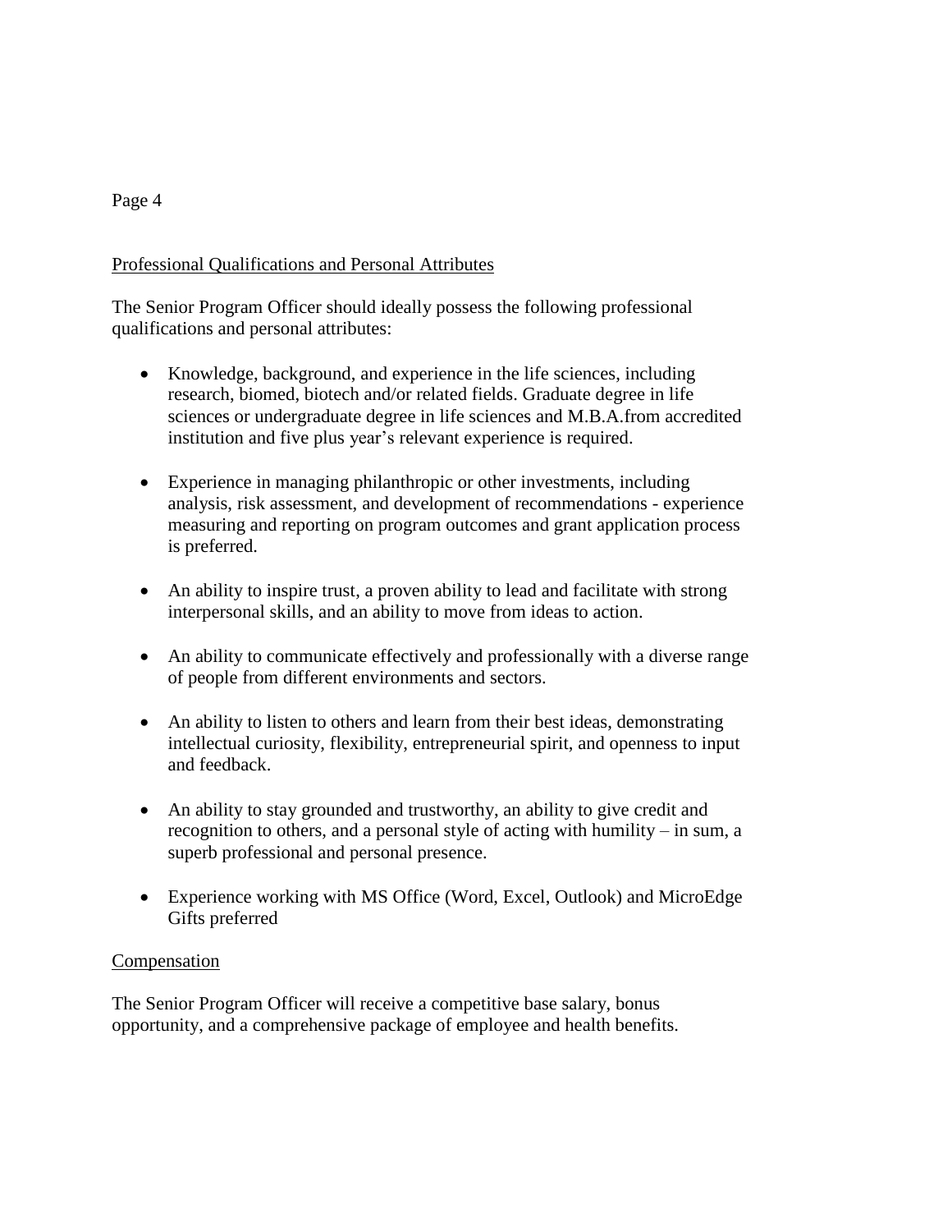## Professional Qualifications and Personal Attributes

The Senior Program Officer should ideally possess the following professional qualifications and personal attributes:

- Knowledge, background, and experience in the life sciences, including research, biomed, biotech and/or related fields. Graduate degree in life sciences or undergraduate degree in life sciences and M.B.A.from accredited institution and five plus year's relevant experience is required.

- Experience in managing philanthropic or other investments, including analysis, risk assessment, and development of recommendations - experience measuring and reporting on program outcomes and grant application process is preferred.

- An ability to inspire trust, a proven ability to lead and facilitate with strong interpersonal skills, and an ability to move from ideas to action.

- An ability to communicate effectively and professionally with a diverse range of people from different environments and sectors.

- An ability to listen to others and learn from their best ideas, demonstrating intellectual curiosity, flexibility, entrepreneurial spirit, and openness to input and feedback.

- An ability to stay grounded and trustworthy, an ability to give credit and recognition to others, and a personal style of acting with humility – in sum, a superb professional and personal presence.

- Experience working with MS Office (Word, Excel, Outlook) and MicroEdge Gifts preferred

## Compensation

The Senior Program Officer will receive a competitive base salary, bonus opportunity, and a comprehensive package of employee and health benefits.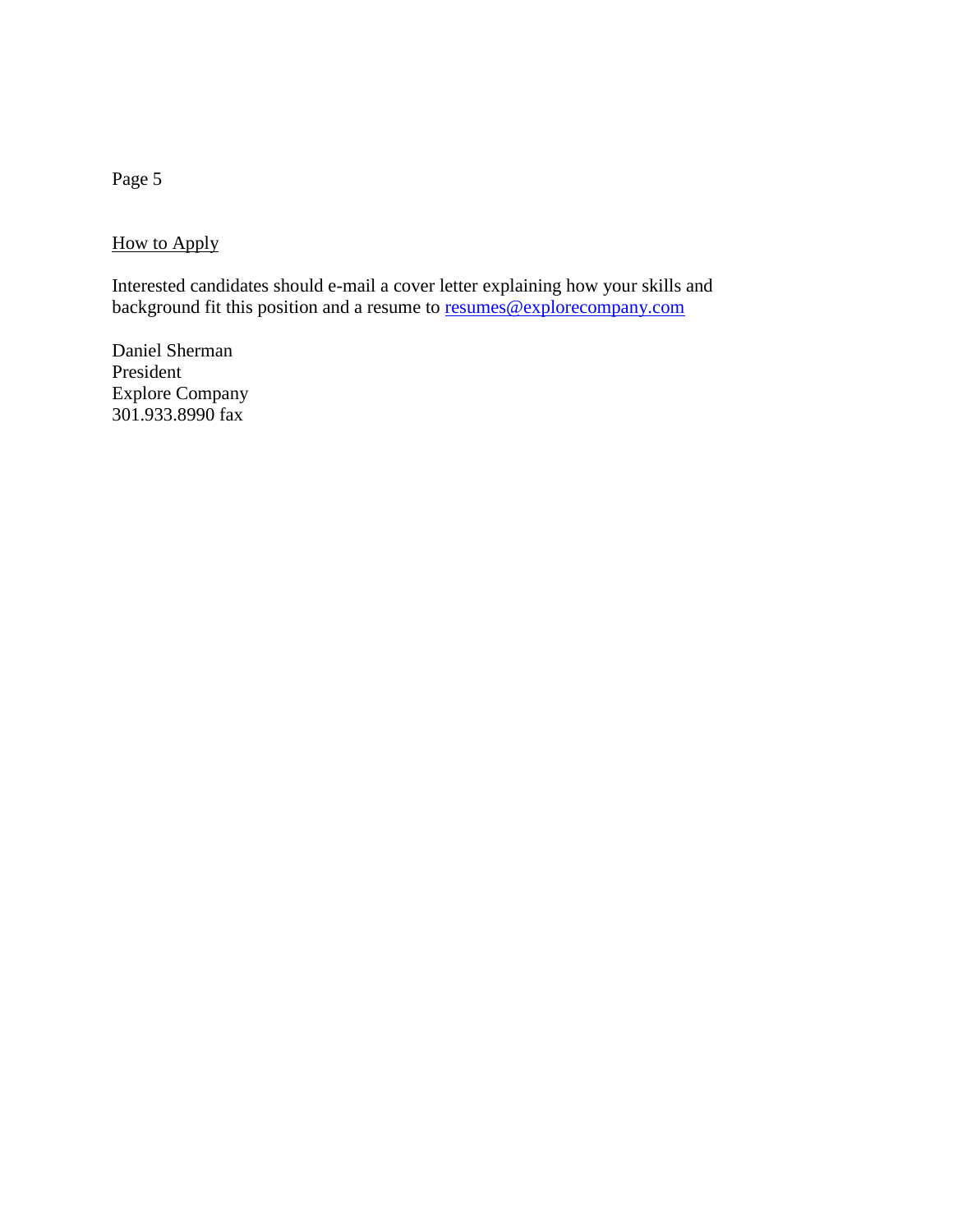## How to Apply

Interested candidates should e-mail a cover letter explaining how your skills and background fit this position and a resume to resumes@explorecompany.com

Daniel Sherman
President
Explore Company
301.933.8990 fax